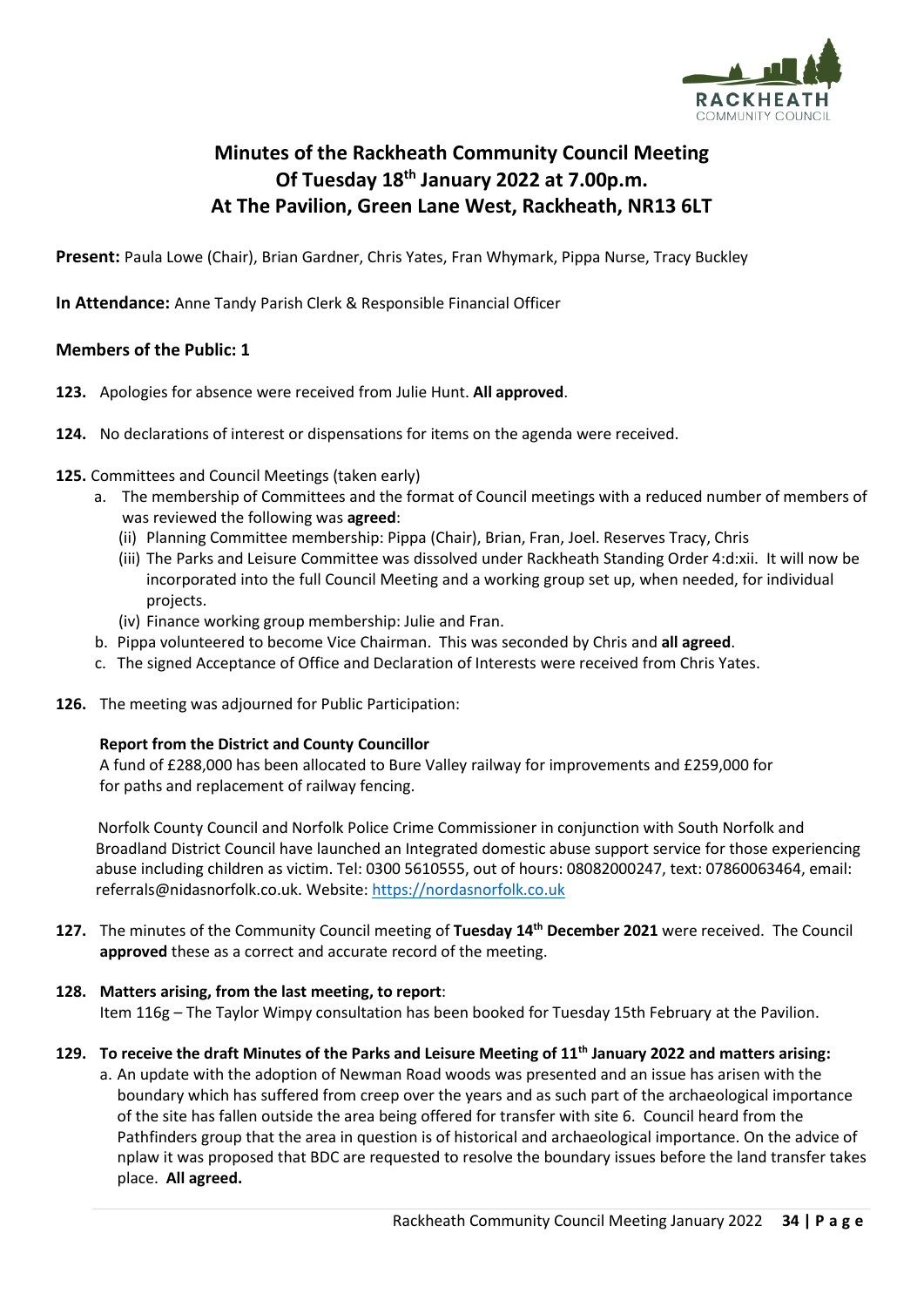# Minutes of the Rackheath Community Council Meeting Of Tuesday 18th January 2022 at 7.00p.m. At The Pavilion, Green Lane West, Rackheath, NR13 6LT

**Present:** Paula Lowe (Chair), Brian Gardner, Chris Yates, Fran Whymark, Pippa Nurse, Tracy Buckley

**In Attendance:** Anne Tandy Parish Clerk & Responsible Financial Officer

### Members of the Public: 1

**123.** Apologies for absence were received from Julie Hunt. **All approved**.

**124.** No declarations of interest or dispensations for items on the agenda were received.

**125.** Committees and Council Meetings (taken early)

a. The membership of Committees and the format of Council meetings with a reduced number of members of was reviewed the following was **agreed**:
   - (ii) Planning Committee membership: Pippa (Chair), Brian, Fran, Joel. Reserves Tracy, Chris
   - (iii) The Parks and Leisure Committee was dissolved under Rackheath Standing Order 4:d:xii. It will now be incorporated into the full Council Meeting and a working group set up, when needed, for individual projects.
   - (iv) Finance working group membership: Julie and Fran.

b. Pippa volunteered to become Vice Chairman. This was seconded by Chris and **all agreed**.

c. The signed Acceptance of Office and Declaration of Interests were received from Chris Yates.

**126.** The meeting was adjourned for Public Participation:

**Report from the District and County Councillor**

A fund of £288,000 has been allocated to Bure Valley railway for improvements and £259,000 for for paths and replacement of railway fencing.

Norfolk County Council and Norfolk Police Crime Commissioner in conjunction with South Norfolk and Broadland District Council have launched an Integrated domestic abuse support service for those experiencing abuse including children as victim. Tel: 0300 5610555, out of hours: 08082000247, text: 07860063464, email: referrals@nidasnorfolk.co.uk. Website: https://nordasnorfolk.co.uk

**127.** The minutes of the Community Council meeting of **Tuesday 14th December 2021** were received. The Council **approved** these as a correct and accurate record of the meeting.

**128. Matters arising, from the last meeting, to report**:

Item 116g – The Taylor Wimpy consultation has been booked for Tuesday 15th February at the Pavilion.

**129. To receive the draft Minutes of the Parks and Leisure Meeting of 11th January 2022 and matters arising:**

a. An update with the adoption of Newman Road woods was presented and an issue has arisen with the boundary which has suffered from creep over the years and as such part of the archaeological importance of the site has fallen outside the area being offered for transfer with site 6. Council heard from the Pathfinders group that the area in question is of historical and archaeological importance. On the advice of nplaw it was proposed that BDC are requested to resolve the boundary issues before the land transfer takes place. **All agreed.**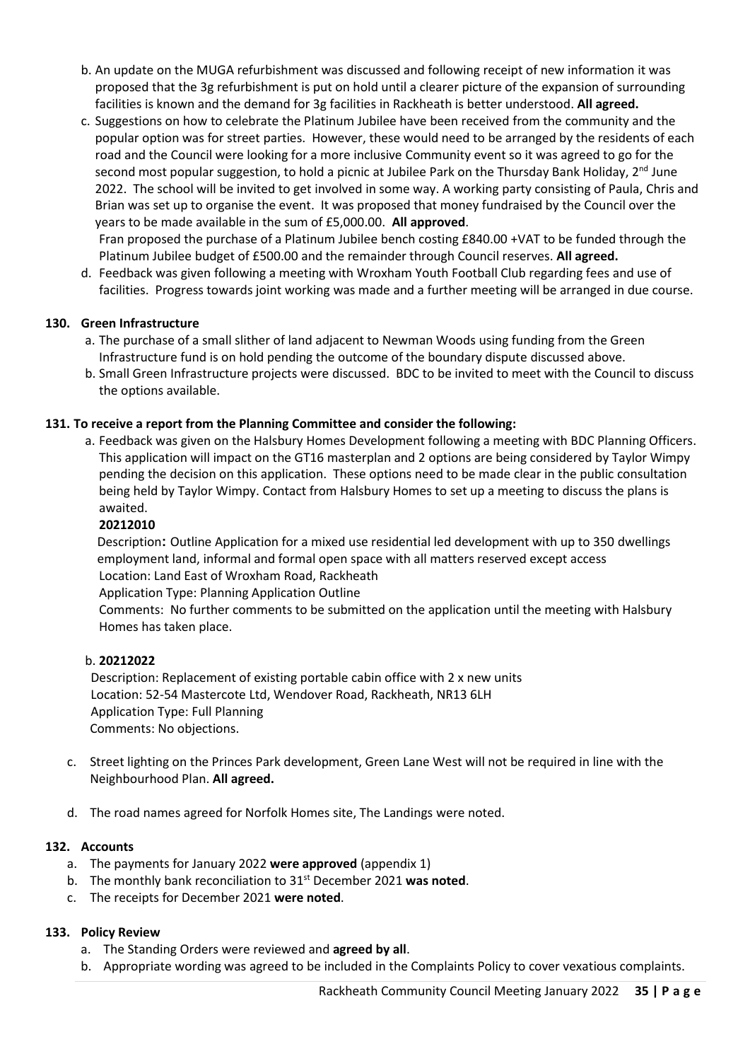b. An update on the MUGA refurbishment was discussed and following receipt of new information it was proposed that the 3g refurbishment is put on hold until a clearer picture of the expansion of surrounding facilities is known and the demand for 3g facilities in Rackheath is better understood. **All agreed.**

c. Suggestions on how to celebrate the Platinum Jubilee have been received from the community and the popular option was for street parties. However, these would need to be arranged by the residents of each road and the Council were looking for a more inclusive Community event so it was agreed to go for the second most popular suggestion, to hold a picnic at Jubilee Park on the Thursday Bank Holiday, 2nd June 2022. The school will be invited to get involved in some way. A working party consisting of Paula, Chris and Brian was set up to organise the event. It was proposed that money fundraised by the Council over the years to be made available in the sum of £5,000.00. **All approved**.
Fran proposed the purchase of a Platinum Jubilee bench costing £840.00 +VAT to be funded through the Platinum Jubilee budget of £500.00 and the remainder through Council reserves. **All agreed.**

d. Feedback was given following a meeting with Wroxham Youth Football Club regarding fees and use of facilities. Progress towards joint working was made and a further meeting will be arranged in due course.

**130. Green Infrastructure**

a. The purchase of a small slither of land adjacent to Newman Woods using funding from the Green Infrastructure fund is on hold pending the outcome of the boundary dispute discussed above.

b. Small Green Infrastructure projects were discussed. BDC to be invited to meet with the Council to discuss the options available.

**131. To receive a report from the Planning Committee and consider the following:**

a. Feedback was given on the Halsbury Homes Development following a meeting with BDC Planning Officers. This application will impact on the GT16 masterplan and 2 options are being considered by Taylor Wimpy pending the decision on this application. These options need to be made clear in the public consultation being held by Taylor Wimpy. Contact from Halsbury Homes to set up a meeting to discuss the plans is awaited.

**20212010**
Description**:** Outline Application for a mixed use residential led development with up to 350 dwellings employment land, informal and formal open space with all matters reserved except access
Location: Land East of Wroxham Road, Rackheath
Application Type: Planning Application Outline
Comments: No further comments to be submitted on the application until the meeting with Halsbury Homes has taken place.

b. **20212022**
Description: Replacement of existing portable cabin office with 2 x new units
Location: 52-54 Mastercote Ltd, Wendover Road, Rackheath, NR13 6LH
Application Type: Full Planning
Comments: No objections.

c. Street lighting on the Princes Park development, Green Lane West will not be required in line with the Neighbourhood Plan. **All agreed.**

d. The road names agreed for Norfolk Homes site, The Landings were noted.

**132. Accounts**

a. The payments for January 2022 **were approved** (appendix 1)
b. The monthly bank reconciliation to 31st December 2021 **was noted**.
c. The receipts for December 2021 **were noted**.

**133. Policy Review**

a. The Standing Orders were reviewed and **agreed by all**.
b. Appropriate wording was agreed to be included in the Complaints Policy to cover vexatious complaints.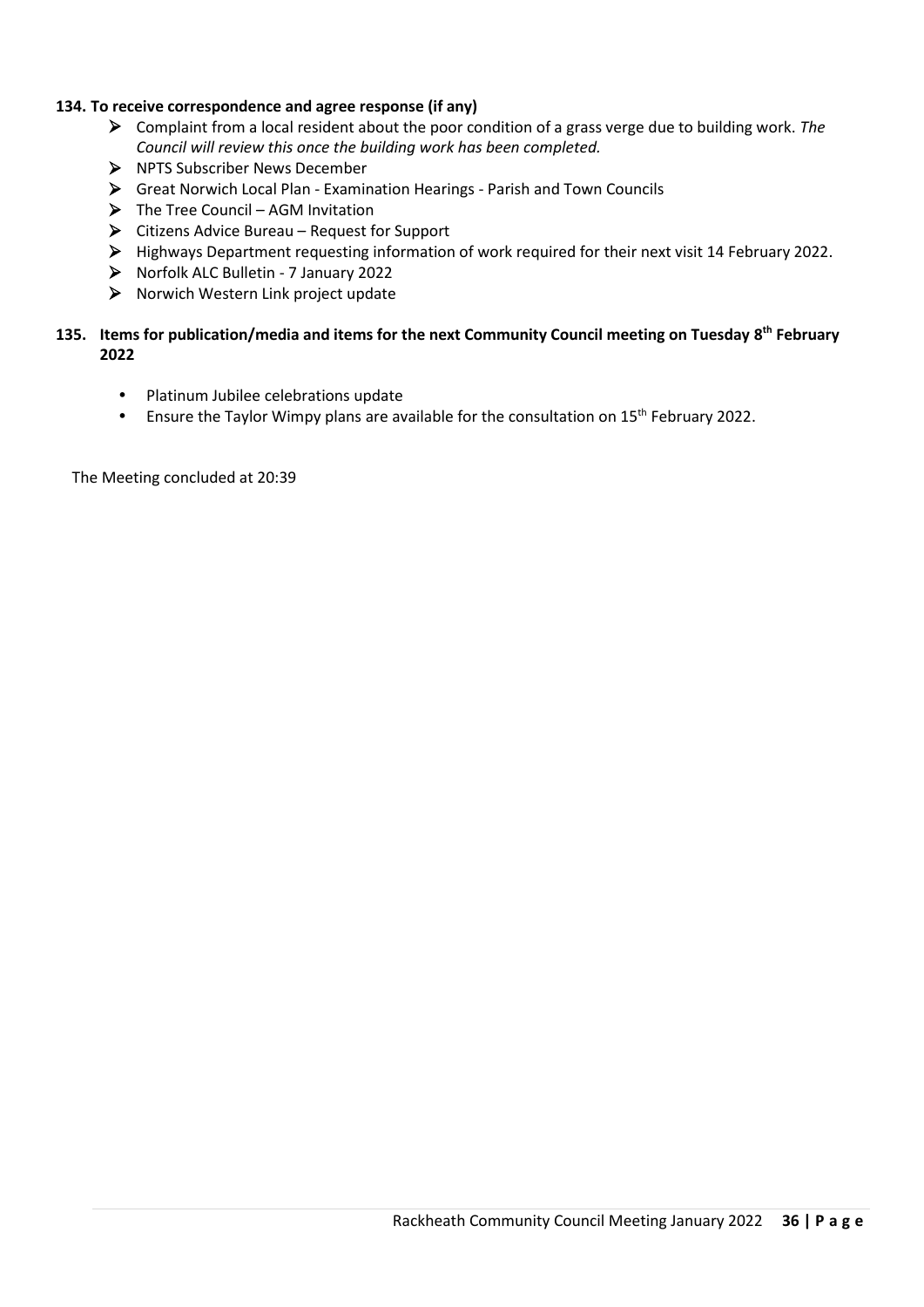**134. To receive correspondence and agree response (if any)**

- Complaint from a local resident about the poor condition of a grass verge due to building work. *The Council will review this once the building work has been completed.*
- NPTS Subscriber News December
- Great Norwich Local Plan - Examination Hearings - Parish and Town Councils
- The Tree Council – AGM Invitation
- Citizens Advice Bureau – Request for Support
- Highways Department requesting information of work required for their next visit 14 February 2022.
- Norfolk ALC Bulletin - 7 January 2022
- Norwich Western Link project update

**135. Items for publication/media and items for the next Community Council meeting on Tuesday 8th February 2022**

- Platinum Jubilee celebrations update
- Ensure the Taylor Wimpy plans are available for the consultation on 15th February 2022.

The Meeting concluded at 20:39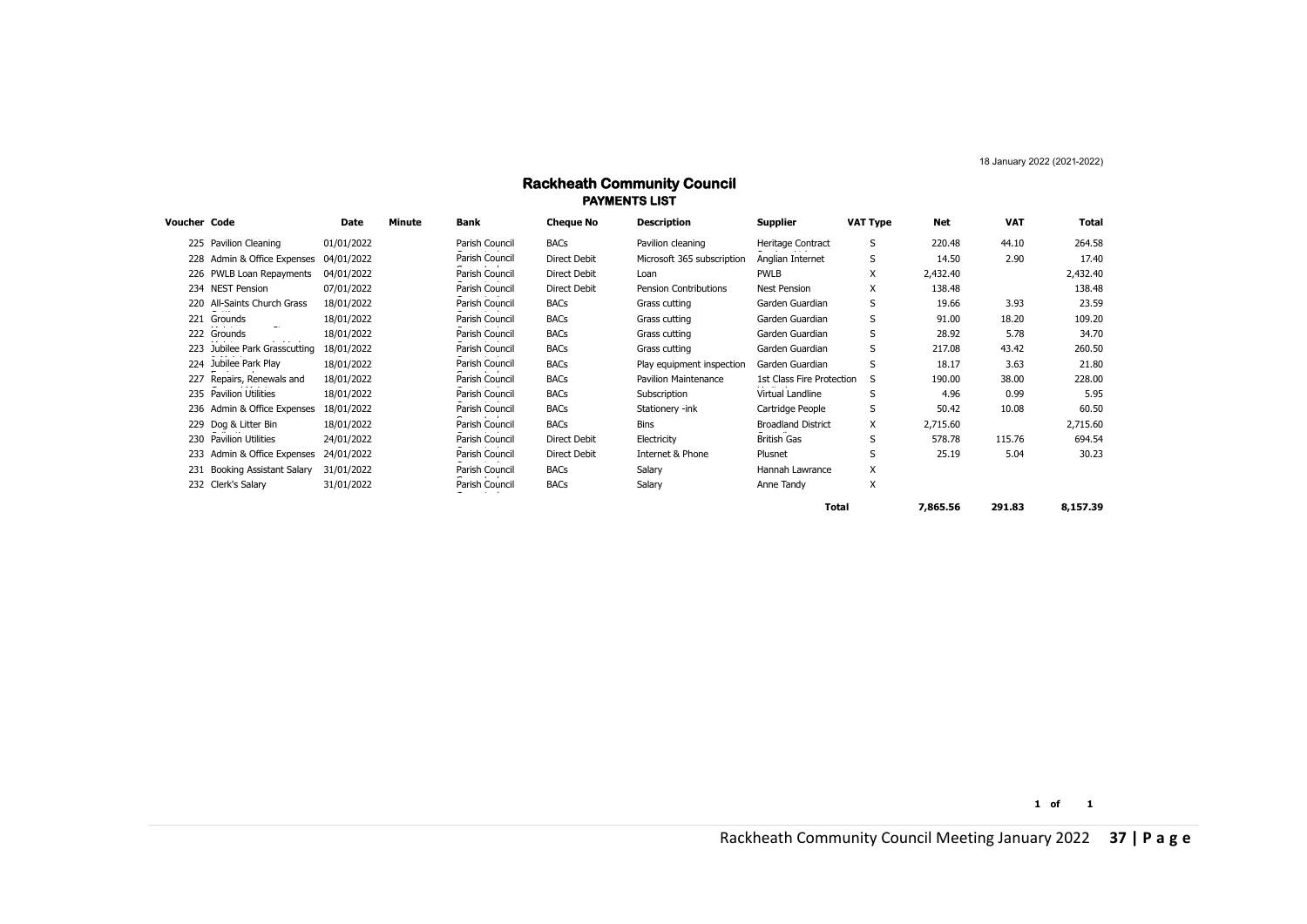18 January 2022 (2021-2022)

# Rackheath Community Council

## PAYMENTS LIST

| Voucher | Code | Date | Minute | Bank | Cheque No | Description | Supplier | VAT Type | Net | VAT | Total |
|---|---|---|---|---|---|---|---|---|---|---|---|
| 225 | Pavilion Cleaning | 01/01/2022 | | Parish Council | BACs | Pavilion cleaning | Heritage Contract | S | 220.48 | 44.10 | 264.58 |
| 228 | Admin & Office Expenses | 04/01/2022 | | Parish Council | Direct Debit | Microsoft 365 subscription | Anglian Internet | S | 14.50 | 2.90 | 17.40 |
| 226 | PWLB Loan Repayments | 04/01/2022 | | Parish Council | Direct Debit | Loan | PWLB | X | 2,432.40 | | 2,432.40 |
| 234 | NEST Pension | 07/01/2022 | | Parish Council | Direct Debit | Pension Contributions | Nest Pension | X | 138.48 | | 138.48 |
| 220 | All-Saints Church Grass | 18/01/2022 | | Parish Council | BACs | Grass cutting | Garden Guardian | S | 19.66 | 3.93 | 23.59 |
| 221 | Grounds | 18/01/2022 | | Parish Council | BACs | Grass cutting | Garden Guardian | S | 91.00 | 18.20 | 109.20 |
| 222 | Grounds | 18/01/2022 | | Parish Council | BACs | Grass cutting | Garden Guardian | S | 28.92 | 5.78 | 34.70 |
| 223 | Jubilee Park Grasscutting | 18/01/2022 | | Parish Council | BACs | Grass cutting | Garden Guardian | S | 217.08 | 43.42 | 260.50 |
| 224 | Jubilee Park Play | 18/01/2022 | | Parish Council | BACs | Play equipment inspection | Garden Guardian | S | 18.17 | 3.63 | 21.80 |
| 227 | Repairs, Renewals and | 18/01/2022 | | Parish Council | BACs | Pavilion Maintenance | 1st Class Fire Protection | S | 190.00 | 38.00 | 228.00 |
| 235 | Pavilion Utilities | 18/01/2022 | | Parish Council | BACs | Subscription | Virtual Landline | S | 4.96 | 0.99 | 5.95 |
| 236 | Admin & Office Expenses | 18/01/2022 | | Parish Council | BACs | Stationery -ink | Cartridge People | S | 50.42 | 10.08 | 60.50 |
| 229 | Dog & Litter Bin | 18/01/2022 | | Parish Council | BACs | Bins | Broadland District | X | 2,715.60 | | 2,715.60 |
| 230 | Pavilion Utilities | 24/01/2022 | | Parish Council | Direct Debit | Electricity | British Gas | S | 578.78 | 115.76 | 694.54 |
| 233 | Admin & Office Expenses | 24/01/2022 | | Parish Council | Direct Debit | Internet & Phone | Plusnet | S | 25.19 | 5.04 | 30.23 |
| 231 | Booking Assistant Salary | 31/01/2022 | | Parish Council | BACs | Salary | Hannah Lawrance | X | | | |
| 232 | Clerk's Salary | 31/01/2022 | | Parish Council | BACs | Salary | Anne Tandy | X | | | |
| | | | | | | | **Total** | | **7,865.56** | **291.83** | **8,157.39** |